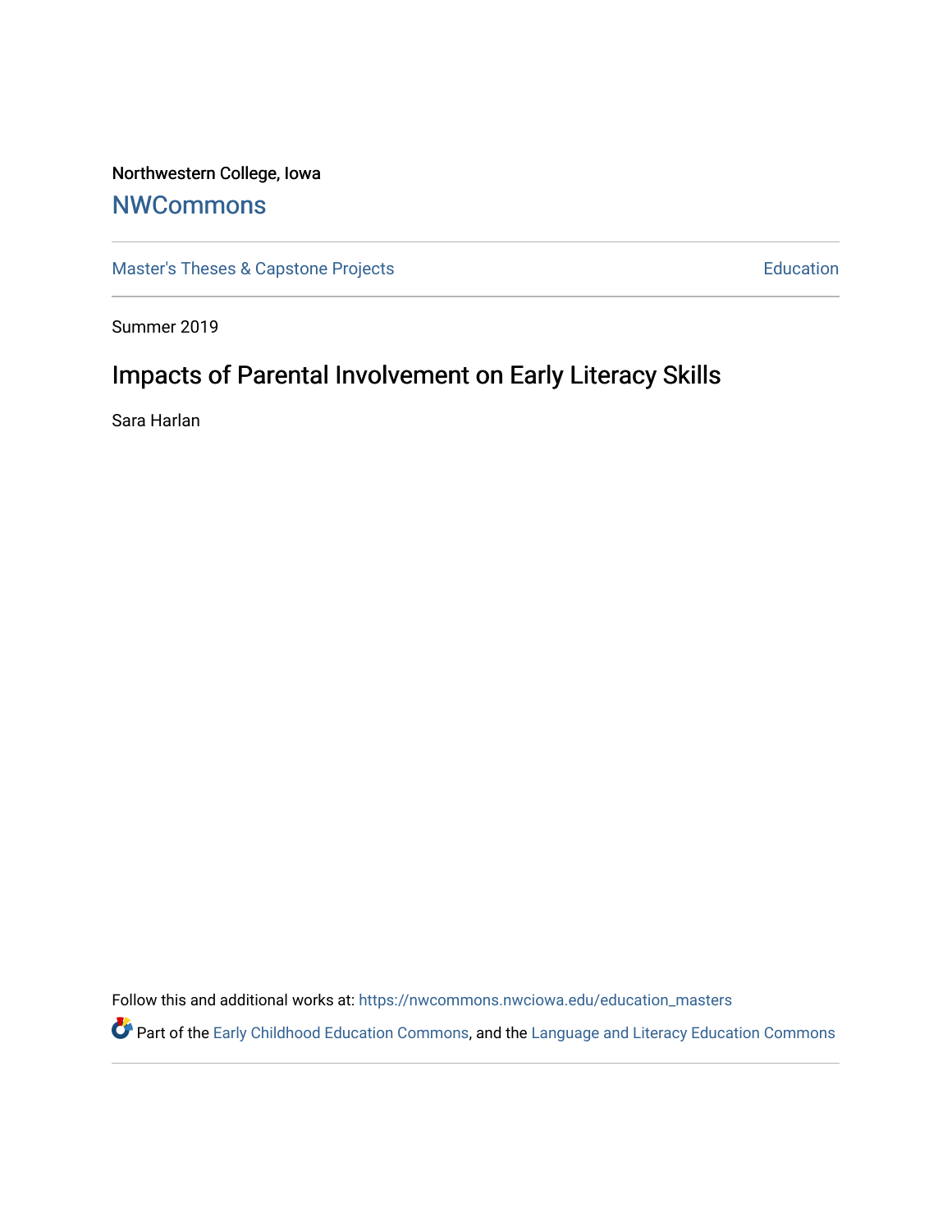Northwestern College, Iowa

# NWCommons

Master's Theses & Capstone Projects

Education

Summer 2019

## Impacts of Parental Involvement on Early Literacy Skills

Sara Harlan

Follow this and additional works at: https://nwcommons.nwciowa.edu/education_masters

Part of the Early Childhood Education Commons, and the Language and Literacy Education Commons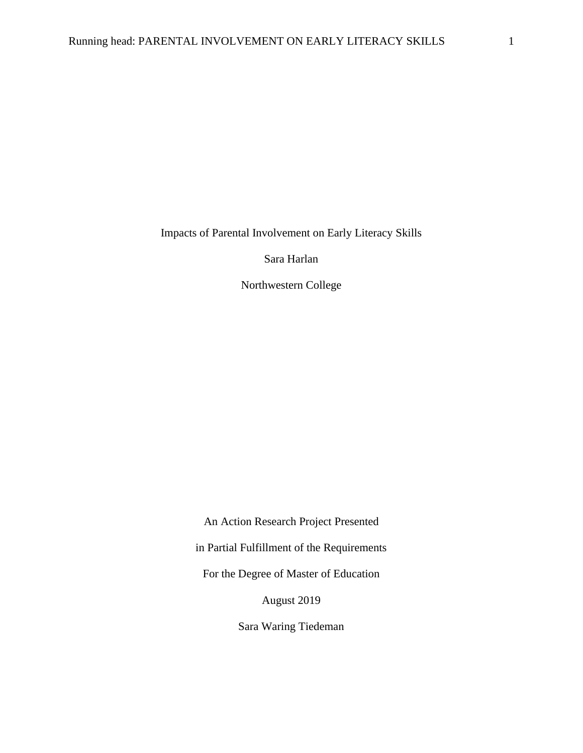Impacts of Parental Involvement on Early Literacy Skills

Sara Harlan

Northwestern College

An Action Research Project Presented

in Partial Fulfillment of the Requirements

For the Degree of Master of Education

August 2019

Sara Waring Tiedeman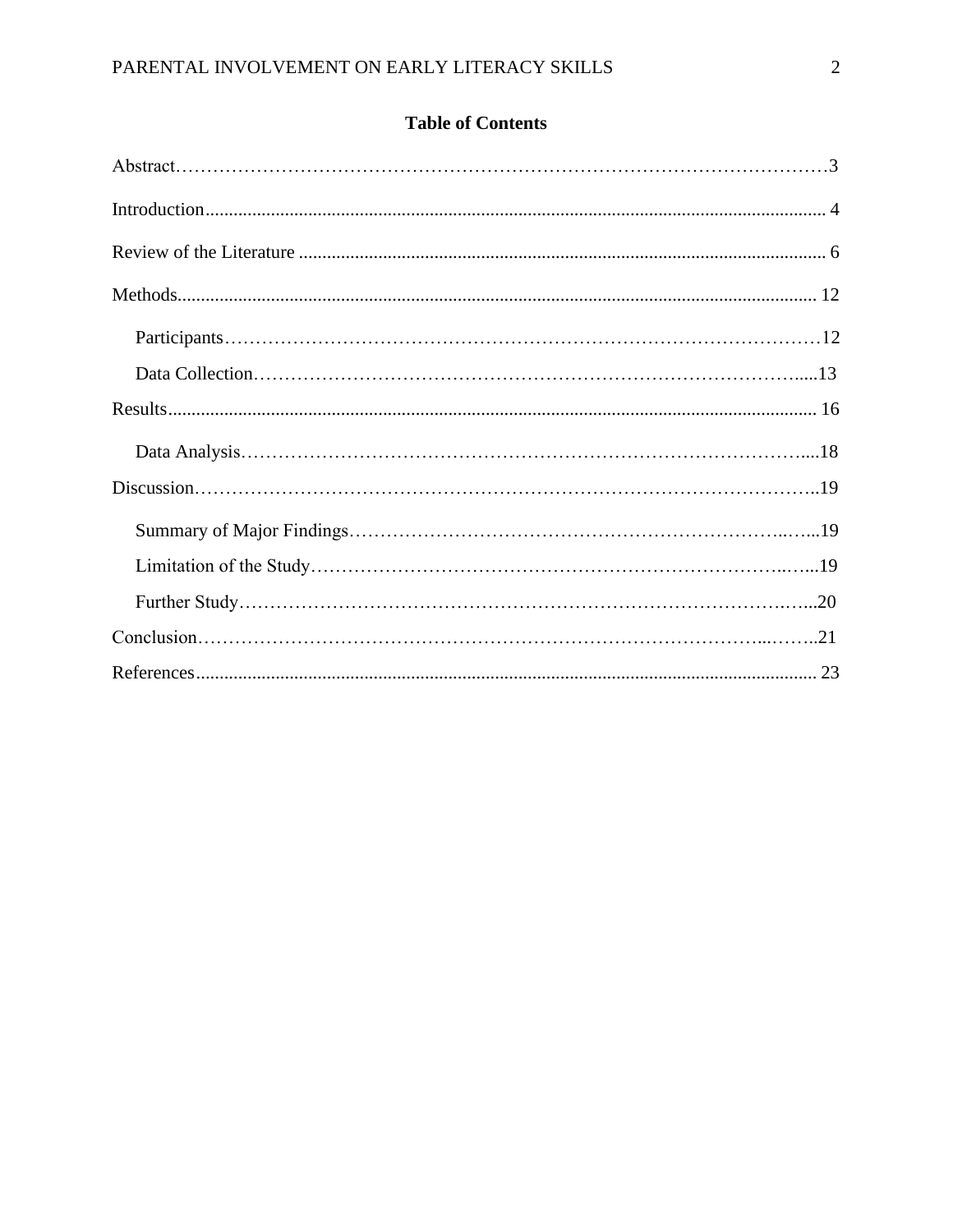## Table of Contents

Abstract……………………………………………………………………………………………3

Introduction.................................................................................................................................. 4

Review of the Literature ............................................................................................................... 6

Methods...................................................................................................................................... 12

- Participants……………………………………………………………………………………12
- Data Collection……………………………………………………………………………......13

Results......................................................................................................................................... 16

- Data Analysis………………………………………………………………………………....18

Discussion…………………………………………………………………………………………..19

- Summary of Major Findings…………………………………………………………..…...19
- Limitation of the Study……………………………………………………………………..…...19
- Further Study………………………………………………………………………….…...20

Conclusion……………………………………………………………………………...……..21

References................................................................................................................................... 23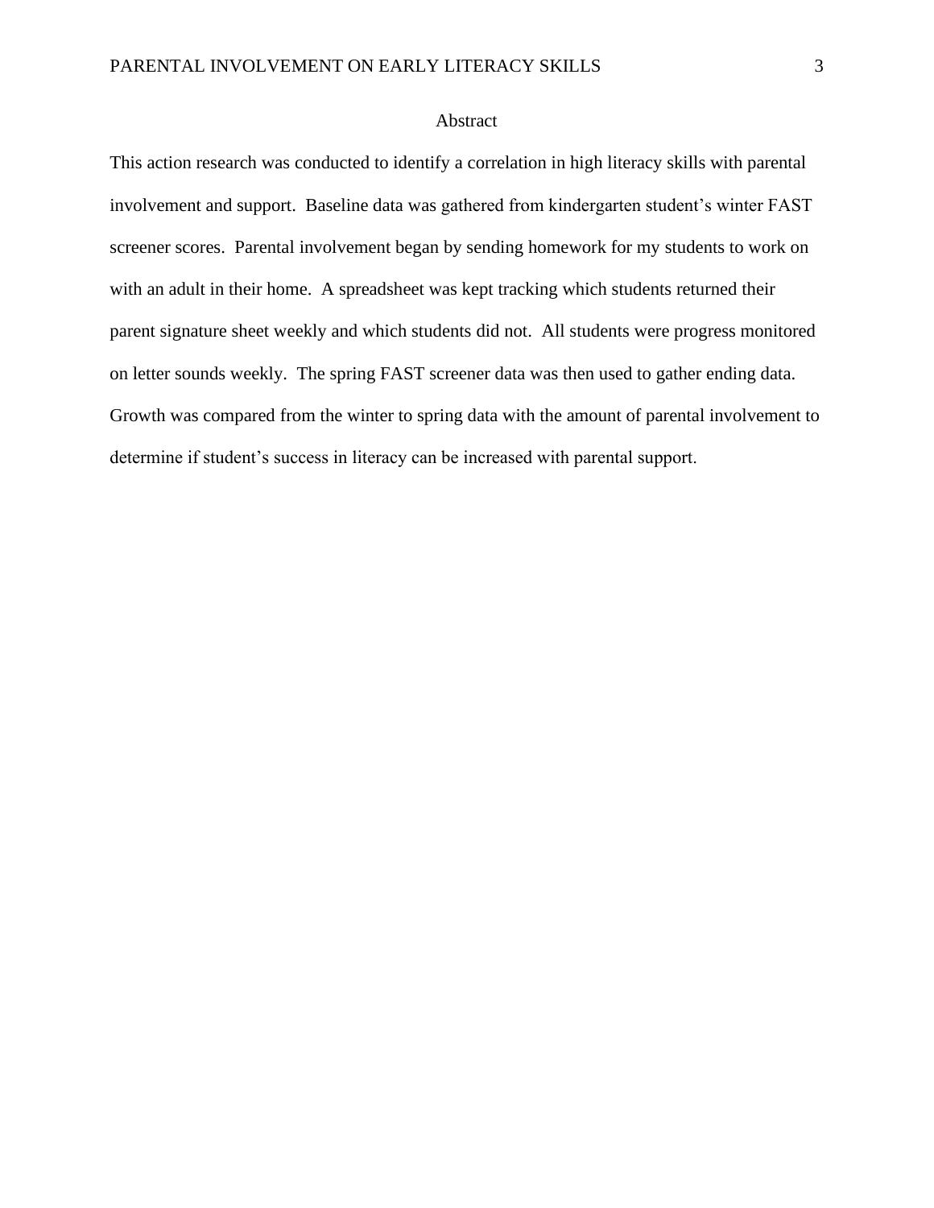# Abstract

This action research was conducted to identify a correlation in high literacy skills with parental involvement and support. Baseline data was gathered from kindergarten student's winter FAST screener scores. Parental involvement began by sending homework for my students to work on with an adult in their home. A spreadsheet was kept tracking which students returned their parent signature sheet weekly and which students did not. All students were progress monitored on letter sounds weekly. The spring FAST screener data was then used to gather ending data. Growth was compared from the winter to spring data with the amount of parental involvement to determine if student's success in literacy can be increased with parental support.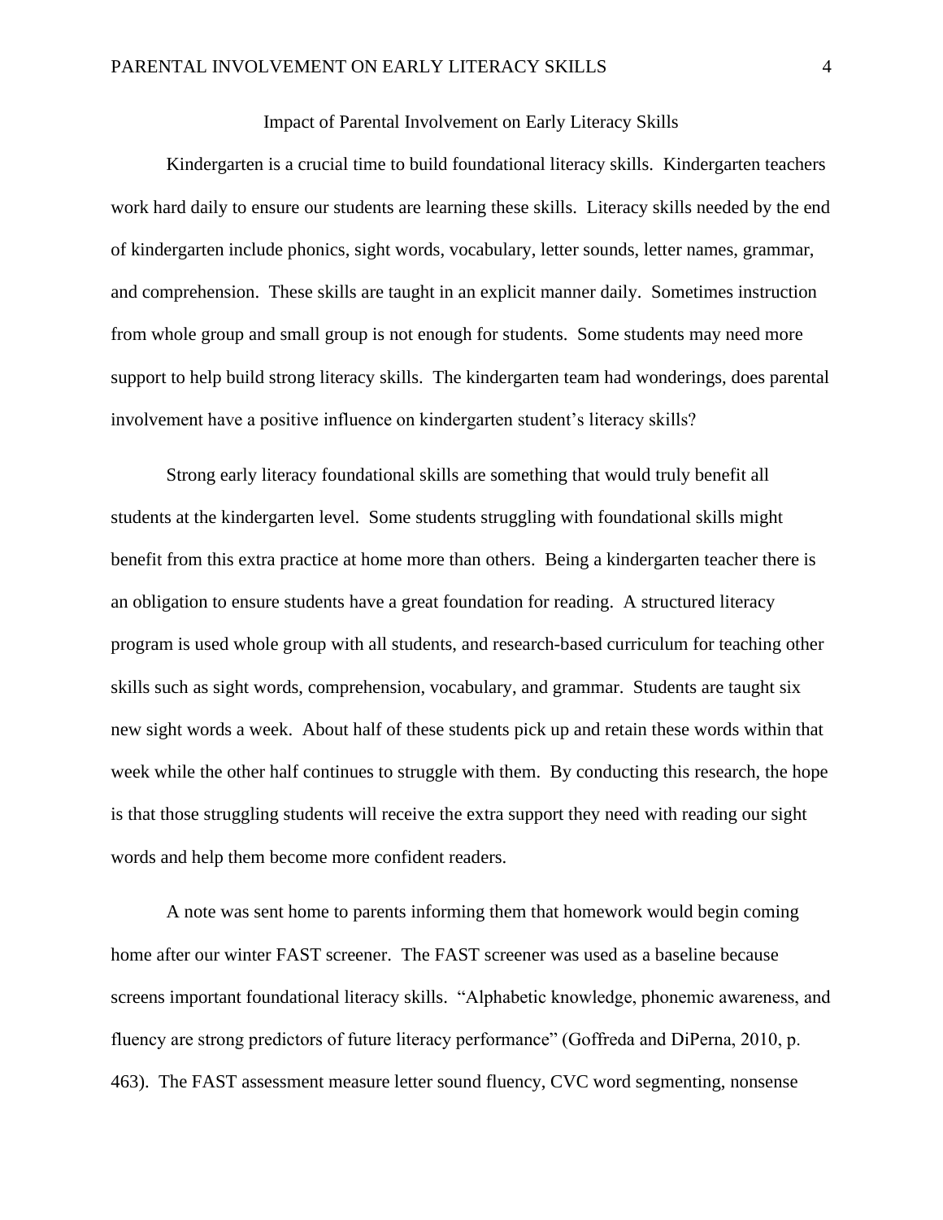# Impact of Parental Involvement on Early Literacy Skills

Kindergarten is a crucial time to build foundational literacy skills. Kindergarten teachers work hard daily to ensure our students are learning these skills. Literacy skills needed by the end of kindergarten include phonics, sight words, vocabulary, letter sounds, letter names, grammar, and comprehension. These skills are taught in an explicit manner daily. Sometimes instruction from whole group and small group is not enough for students. Some students may need more support to help build strong literacy skills. The kindergarten team had wonderings, does parental involvement have a positive influence on kindergarten student's literacy skills?

Strong early literacy foundational skills are something that would truly benefit all students at the kindergarten level. Some students struggling with foundational skills might benefit from this extra practice at home more than others. Being a kindergarten teacher there is an obligation to ensure students have a great foundation for reading. A structured literacy program is used whole group with all students, and research-based curriculum for teaching other skills such as sight words, comprehension, vocabulary, and grammar. Students are taught six new sight words a week. About half of these students pick up and retain these words within that week while the other half continues to struggle with them. By conducting this research, the hope is that those struggling students will receive the extra support they need with reading our sight words and help them become more confident readers.

A note was sent home to parents informing them that homework would begin coming home after our winter FAST screener. The FAST screener was used as a baseline because screens important foundational literacy skills. "Alphabetic knowledge, phonemic awareness, and fluency are strong predictors of future literacy performance" (Goffreda and DiPerna, 2010, p. 463). The FAST assessment measure letter sound fluency, CVC word segmenting, nonsense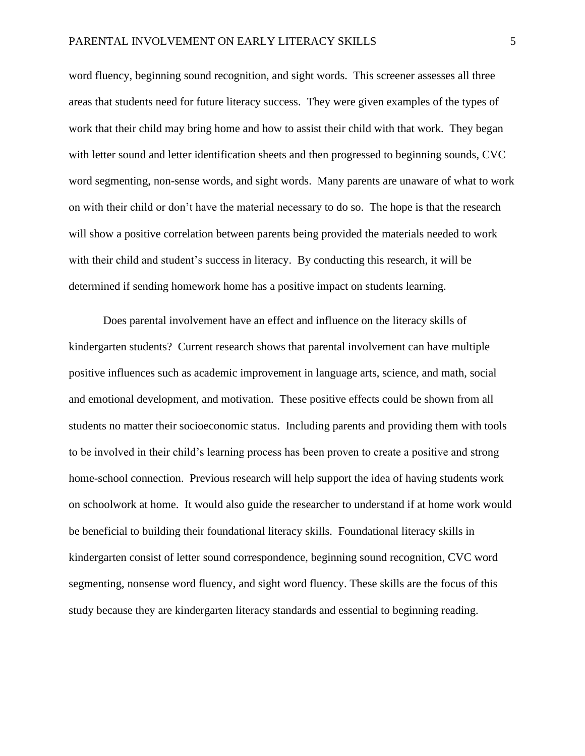word fluency, beginning sound recognition, and sight words. This screener assesses all three areas that students need for future literacy success. They were given examples of the types of work that their child may bring home and how to assist their child with that work. They began with letter sound and letter identification sheets and then progressed to beginning sounds, CVC word segmenting, non-sense words, and sight words. Many parents are unaware of what to work on with their child or don't have the material necessary to do so. The hope is that the research will show a positive correlation between parents being provided the materials needed to work with their child and student's success in literacy. By conducting this research, it will be determined if sending homework home has a positive impact on students learning.

Does parental involvement have an effect and influence on the literacy skills of kindergarten students? Current research shows that parental involvement can have multiple positive influences such as academic improvement in language arts, science, and math, social and emotional development, and motivation. These positive effects could be shown from all students no matter their socioeconomic status. Including parents and providing them with tools to be involved in their child's learning process has been proven to create a positive and strong home-school connection. Previous research will help support the idea of having students work on schoolwork at home. It would also guide the researcher to understand if at home work would be beneficial to building their foundational literacy skills. Foundational literacy skills in kindergarten consist of letter sound correspondence, beginning sound recognition, CVC word segmenting, nonsense word fluency, and sight word fluency. These skills are the focus of this study because they are kindergarten literacy standards and essential to beginning reading.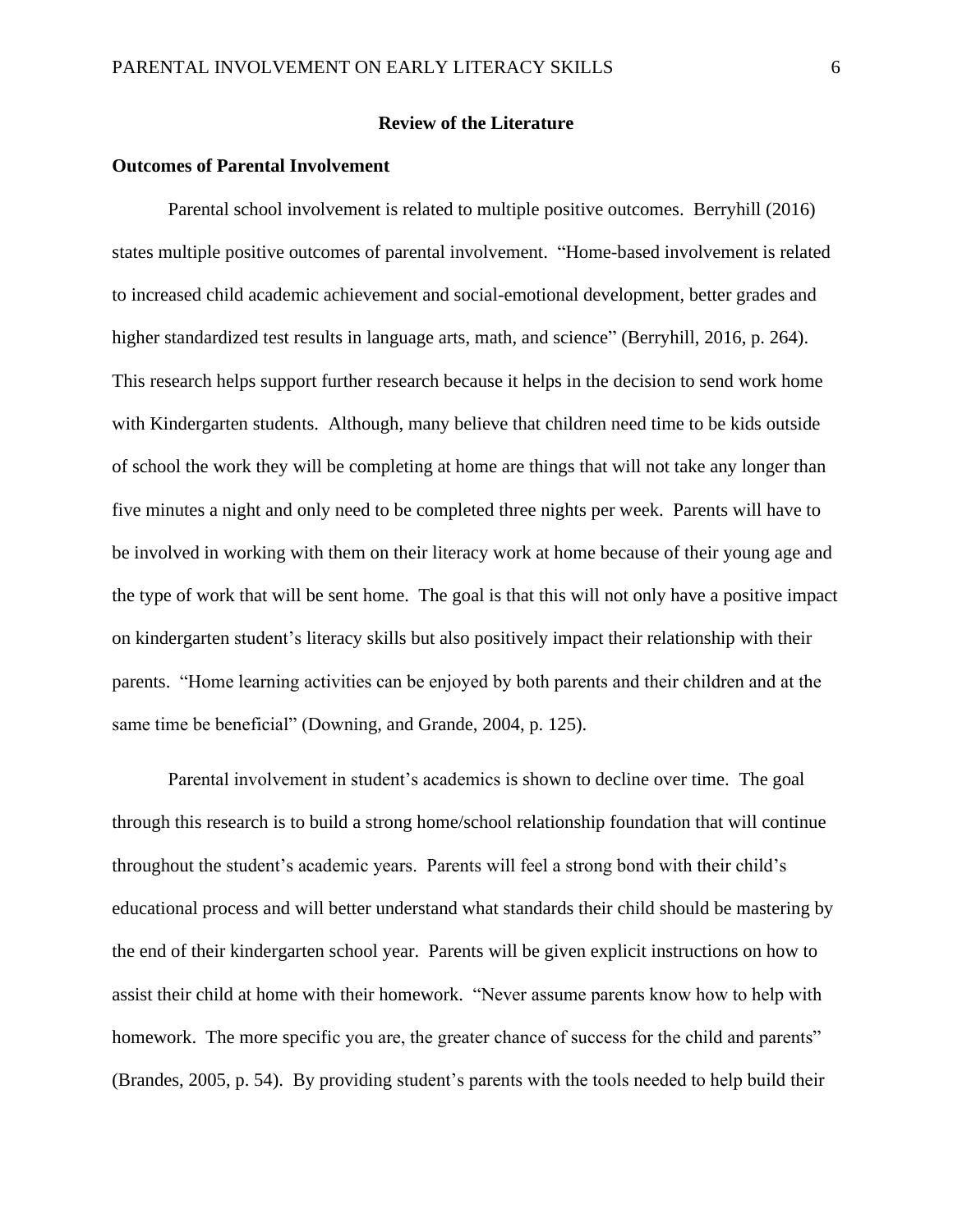## Review of the Literature

### Outcomes of Parental Involvement

Parental school involvement is related to multiple positive outcomes. Berryhill (2016) states multiple positive outcomes of parental involvement. "Home-based involvement is related to increased child academic achievement and social-emotional development, better grades and higher standardized test results in language arts, math, and science" (Berryhill, 2016, p. 264). This research helps support further research because it helps in the decision to send work home with Kindergarten students. Although, many believe that children need time to be kids outside of school the work they will be completing at home are things that will not take any longer than five minutes a night and only need to be completed three nights per week. Parents will have to be involved in working with them on their literacy work at home because of their young age and the type of work that will be sent home. The goal is that this will not only have a positive impact on kindergarten student's literacy skills but also positively impact their relationship with their parents. "Home learning activities can be enjoyed by both parents and their children and at the same time be beneficial" (Downing, and Grande, 2004, p. 125).

Parental involvement in student's academics is shown to decline over time. The goal through this research is to build a strong home/school relationship foundation that will continue throughout the student's academic years. Parents will feel a strong bond with their child's educational process and will better understand what standards their child should be mastering by the end of their kindergarten school year. Parents will be given explicit instructions on how to assist their child at home with their homework. "Never assume parents know how to help with homework. The more specific you are, the greater chance of success for the child and parents" (Brandes, 2005, p. 54). By providing student's parents with the tools needed to help build their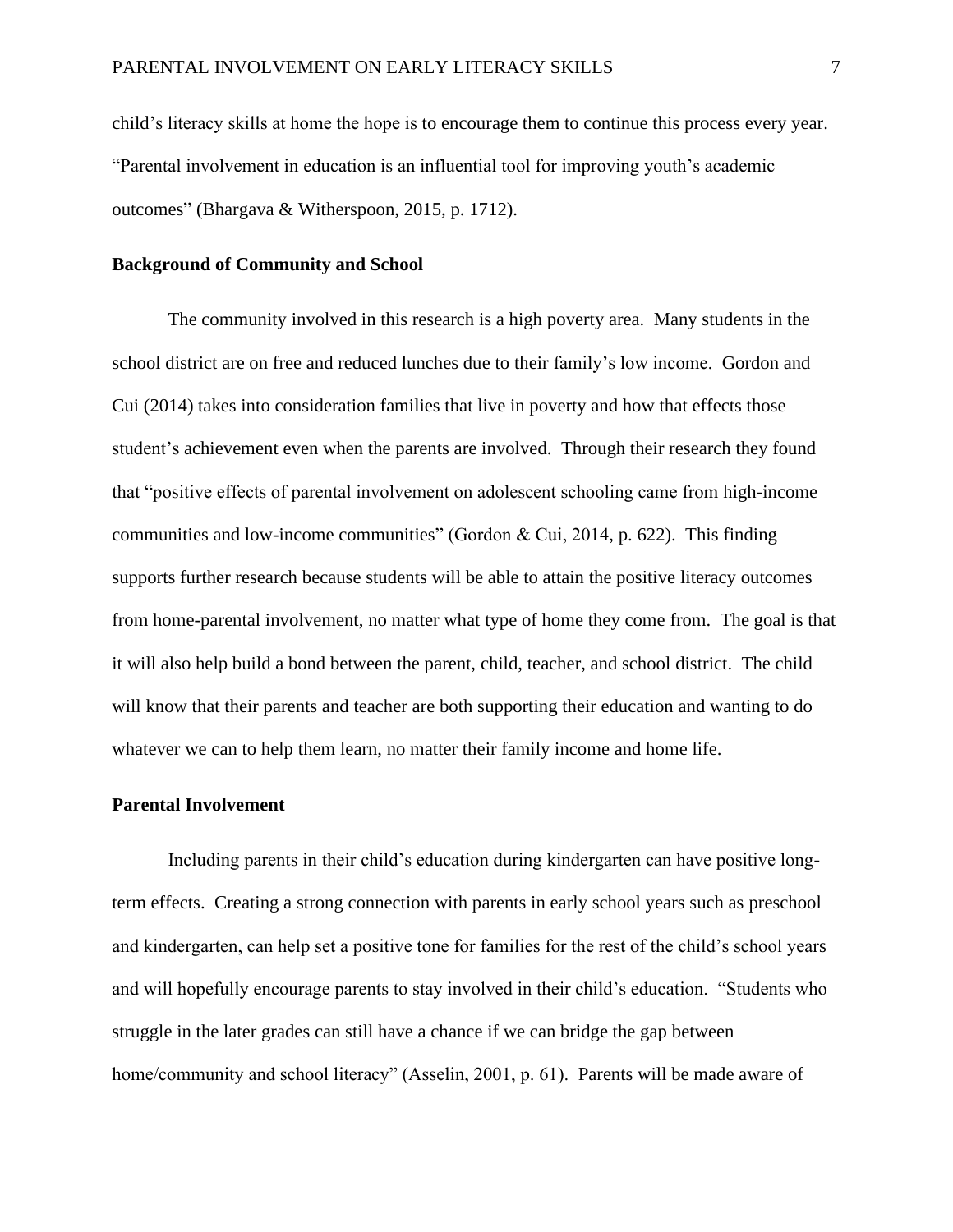child's literacy skills at home the hope is to encourage them to continue this process every year. "Parental involvement in education is an influential tool for improving youth's academic outcomes" (Bhargava & Witherspoon, 2015, p. 1712).

**Background of Community and School**

The community involved in this research is a high poverty area. Many students in the school district are on free and reduced lunches due to their family's low income. Gordon and Cui (2014) takes into consideration families that live in poverty and how that effects those student's achievement even when the parents are involved. Through their research they found that "positive effects of parental involvement on adolescent schooling came from high-income communities and low-income communities" (Gordon & Cui, 2014, p. 622). This finding supports further research because students will be able to attain the positive literacy outcomes from home-parental involvement, no matter what type of home they come from. The goal is that it will also help build a bond between the parent, child, teacher, and school district. The child will know that their parents and teacher are both supporting their education and wanting to do whatever we can to help them learn, no matter their family income and home life.

**Parental Involvement**

Including parents in their child's education during kindergarten can have positive long-term effects. Creating a strong connection with parents in early school years such as preschool and kindergarten, can help set a positive tone for families for the rest of the child's school years and will hopefully encourage parents to stay involved in their child's education. "Students who struggle in the later grades can still have a chance if we can bridge the gap between home/community and school literacy" (Asselin, 2001, p. 61). Parents will be made aware of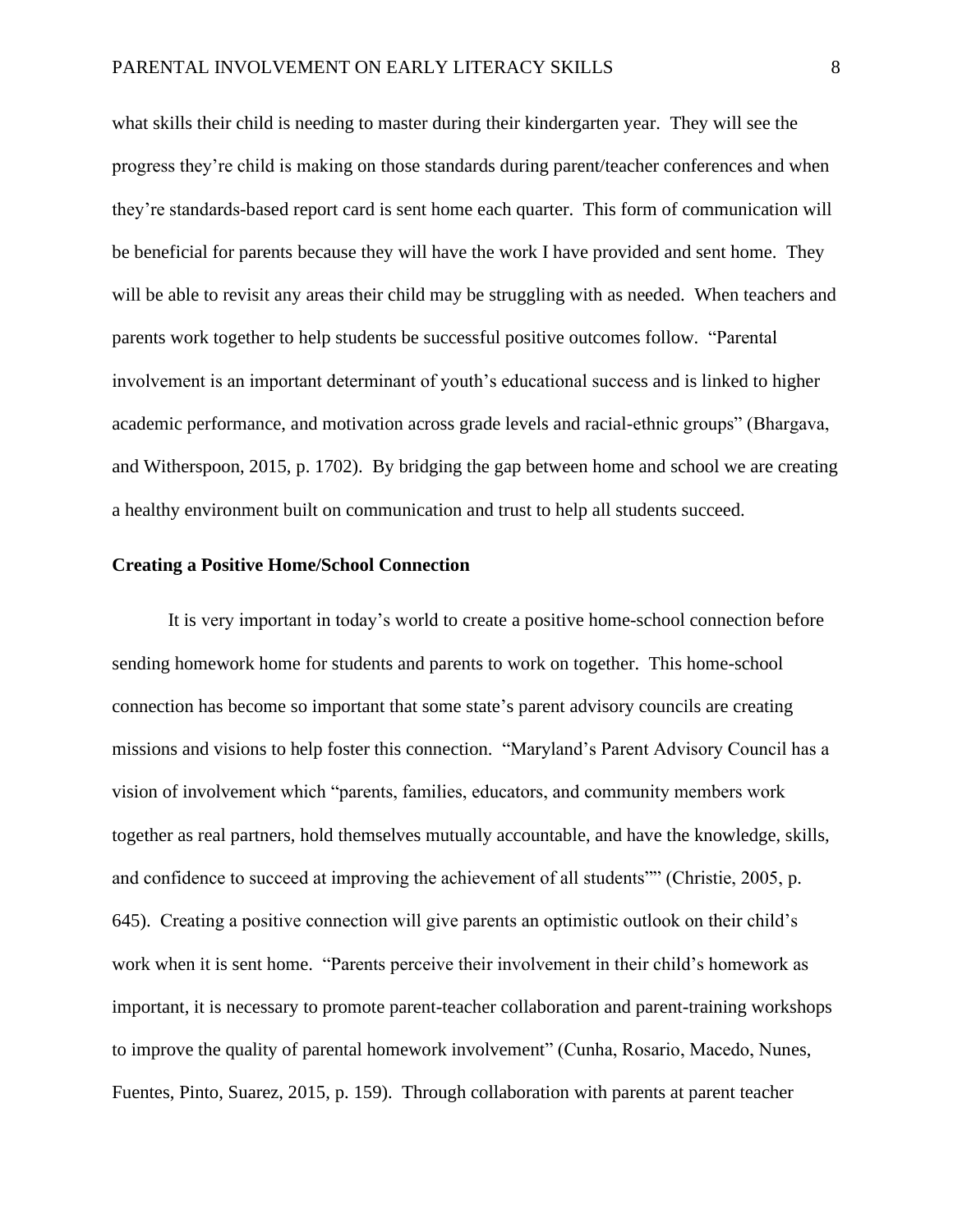what skills their child is needing to master during their kindergarten year. They will see the progress they're child is making on those standards during parent/teacher conferences and when they're standards-based report card is sent home each quarter. This form of communication will be beneficial for parents because they will have the work I have provided and sent home. They will be able to revisit any areas their child may be struggling with as needed. When teachers and parents work together to help students be successful positive outcomes follow. "Parental involvement is an important determinant of youth's educational success and is linked to higher academic performance, and motivation across grade levels and racial-ethnic groups" (Bhargava, and Witherspoon, 2015, p. 1702). By bridging the gap between home and school we are creating a healthy environment built on communication and trust to help all students succeed.

**Creating a Positive Home/School Connection**

It is very important in today's world to create a positive home-school connection before sending homework home for students and parents to work on together. This home-school connection has become so important that some state's parent advisory councils are creating missions and visions to help foster this connection. "Maryland's Parent Advisory Council has a vision of involvement which "parents, families, educators, and community members work together as real partners, hold themselves mutually accountable, and have the knowledge, skills, and confidence to succeed at improving the achievement of all students"" (Christie, 2005, p. 645). Creating a positive connection will give parents an optimistic outlook on their child's work when it is sent home. "Parents perceive their involvement in their child's homework as important, it is necessary to promote parent-teacher collaboration and parent-training workshops to improve the quality of parental homework involvement" (Cunha, Rosario, Macedo, Nunes, Fuentes, Pinto, Suarez, 2015, p. 159). Through collaboration with parents at parent teacher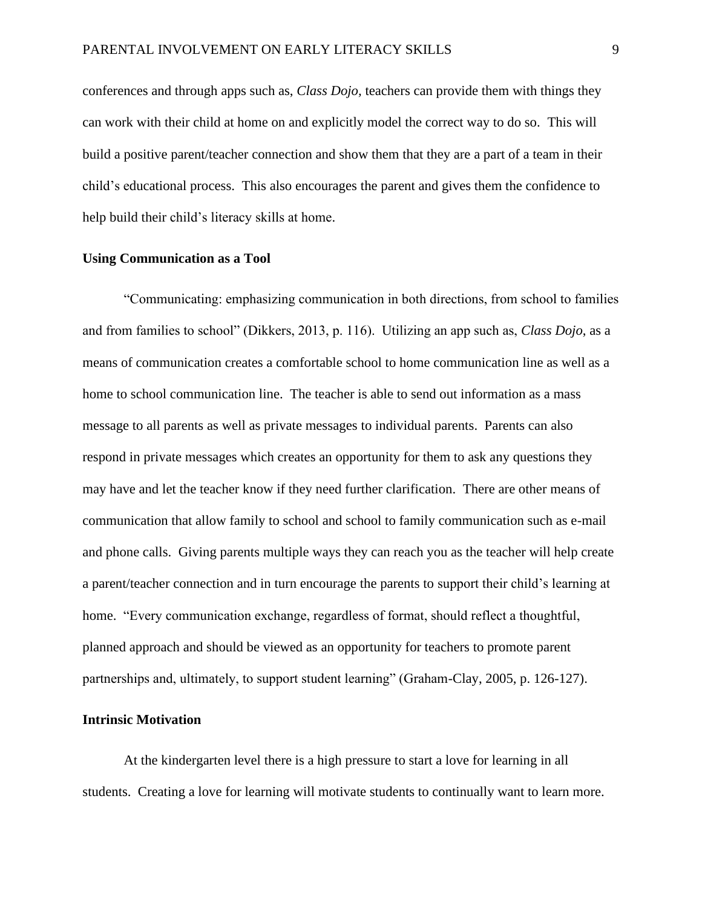conferences and through apps such as, *Class Dojo,* teachers can provide them with things they can work with their child at home on and explicitly model the correct way to do so. This will build a positive parent/teacher connection and show them that they are a part of a team in their child's educational process. This also encourages the parent and gives them the confidence to help build their child's literacy skills at home.

**Using Communication as a Tool**

"Communicating: emphasizing communication in both directions, from school to families and from families to school" (Dikkers, 2013, p. 116). Utilizing an app such as, *Class Dojo*, as a means of communication creates a comfortable school to home communication line as well as a home to school communication line. The teacher is able to send out information as a mass message to all parents as well as private messages to individual parents. Parents can also respond in private messages which creates an opportunity for them to ask any questions they may have and let the teacher know if they need further clarification. There are other means of communication that allow family to school and school to family communication such as e-mail and phone calls. Giving parents multiple ways they can reach you as the teacher will help create a parent/teacher connection and in turn encourage the parents to support their child's learning at home. "Every communication exchange, regardless of format, should reflect a thoughtful, planned approach and should be viewed as an opportunity for teachers to promote parent partnerships and, ultimately, to support student learning" (Graham-Clay, 2005, p. 126-127).

**Intrinsic Motivation**

At the kindergarten level there is a high pressure to start a love for learning in all students. Creating a love for learning will motivate students to continually want to learn more.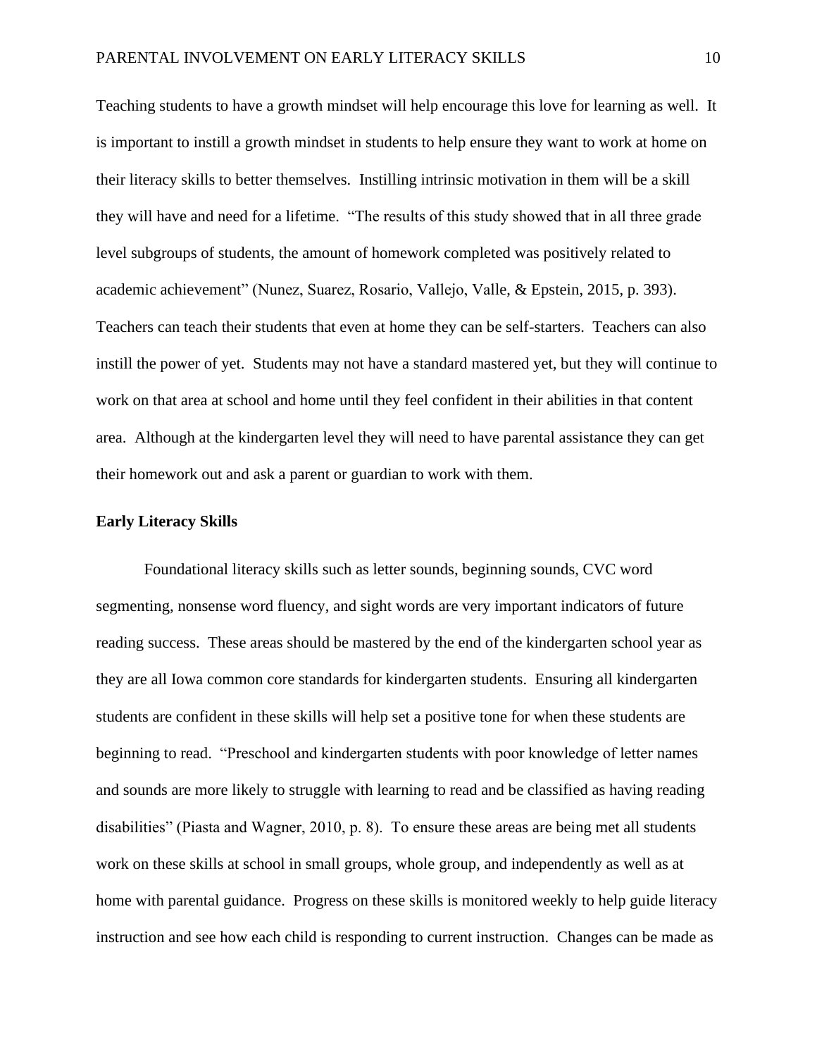Teaching students to have a growth mindset will help encourage this love for learning as well. It is important to instill a growth mindset in students to help ensure they want to work at home on their literacy skills to better themselves. Instilling intrinsic motivation in them will be a skill they will have and need for a lifetime. "The results of this study showed that in all three grade level subgroups of students, the amount of homework completed was positively related to academic achievement" (Nunez, Suarez, Rosario, Vallejo, Valle, & Epstein, 2015, p. 393). Teachers can teach their students that even at home they can be self-starters. Teachers can also instill the power of yet. Students may not have a standard mastered yet, but they will continue to work on that area at school and home until they feel confident in their abilities in that content area. Although at the kindergarten level they will need to have parental assistance they can get their homework out and ask a parent or guardian to work with them.

**Early Literacy Skills**

Foundational literacy skills such as letter sounds, beginning sounds, CVC word segmenting, nonsense word fluency, and sight words are very important indicators of future reading success. These areas should be mastered by the end of the kindergarten school year as they are all Iowa common core standards for kindergarten students. Ensuring all kindergarten students are confident in these skills will help set a positive tone for when these students are beginning to read. "Preschool and kindergarten students with poor knowledge of letter names and sounds are more likely to struggle with learning to read and be classified as having reading disabilities" (Piasta and Wagner, 2010, p. 8). To ensure these areas are being met all students work on these skills at school in small groups, whole group, and independently as well as at home with parental guidance. Progress on these skills is monitored weekly to help guide literacy instruction and see how each child is responding to current instruction. Changes can be made as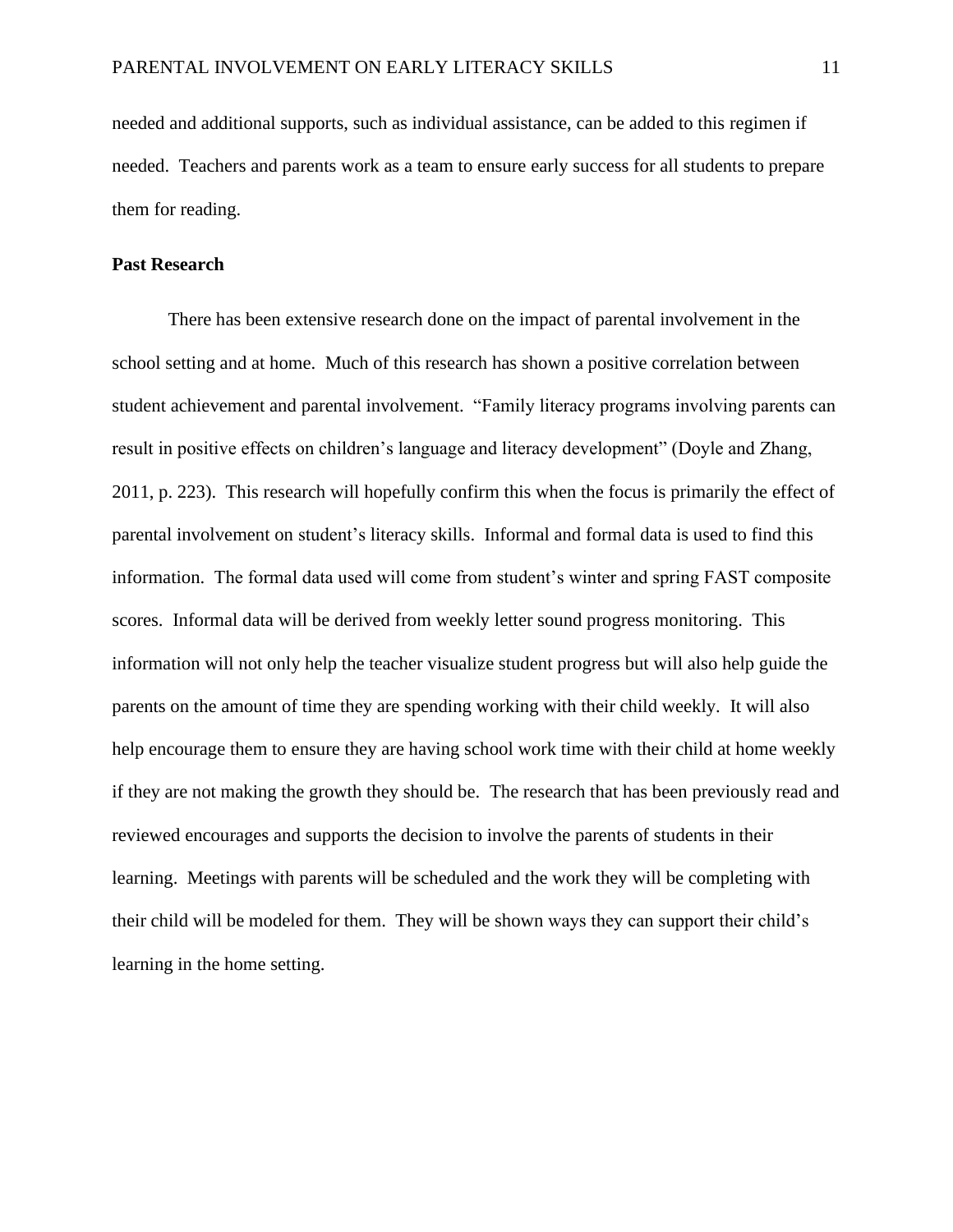needed and additional supports, such as individual assistance, can be added to this regimen if needed. Teachers and parents work as a team to ensure early success for all students to prepare them for reading.

**Past Research**

There has been extensive research done on the impact of parental involvement in the school setting and at home. Much of this research has shown a positive correlation between student achievement and parental involvement. "Family literacy programs involving parents can result in positive effects on children's language and literacy development" (Doyle and Zhang, 2011, p. 223). This research will hopefully confirm this when the focus is primarily the effect of parental involvement on student's literacy skills. Informal and formal data is used to find this information. The formal data used will come from student's winter and spring FAST composite scores. Informal data will be derived from weekly letter sound progress monitoring. This information will not only help the teacher visualize student progress but will also help guide the parents on the amount of time they are spending working with their child weekly. It will also help encourage them to ensure they are having school work time with their child at home weekly if they are not making the growth they should be. The research that has been previously read and reviewed encourages and supports the decision to involve the parents of students in their learning. Meetings with parents will be scheduled and the work they will be completing with their child will be modeled for them. They will be shown ways they can support their child's learning in the home setting.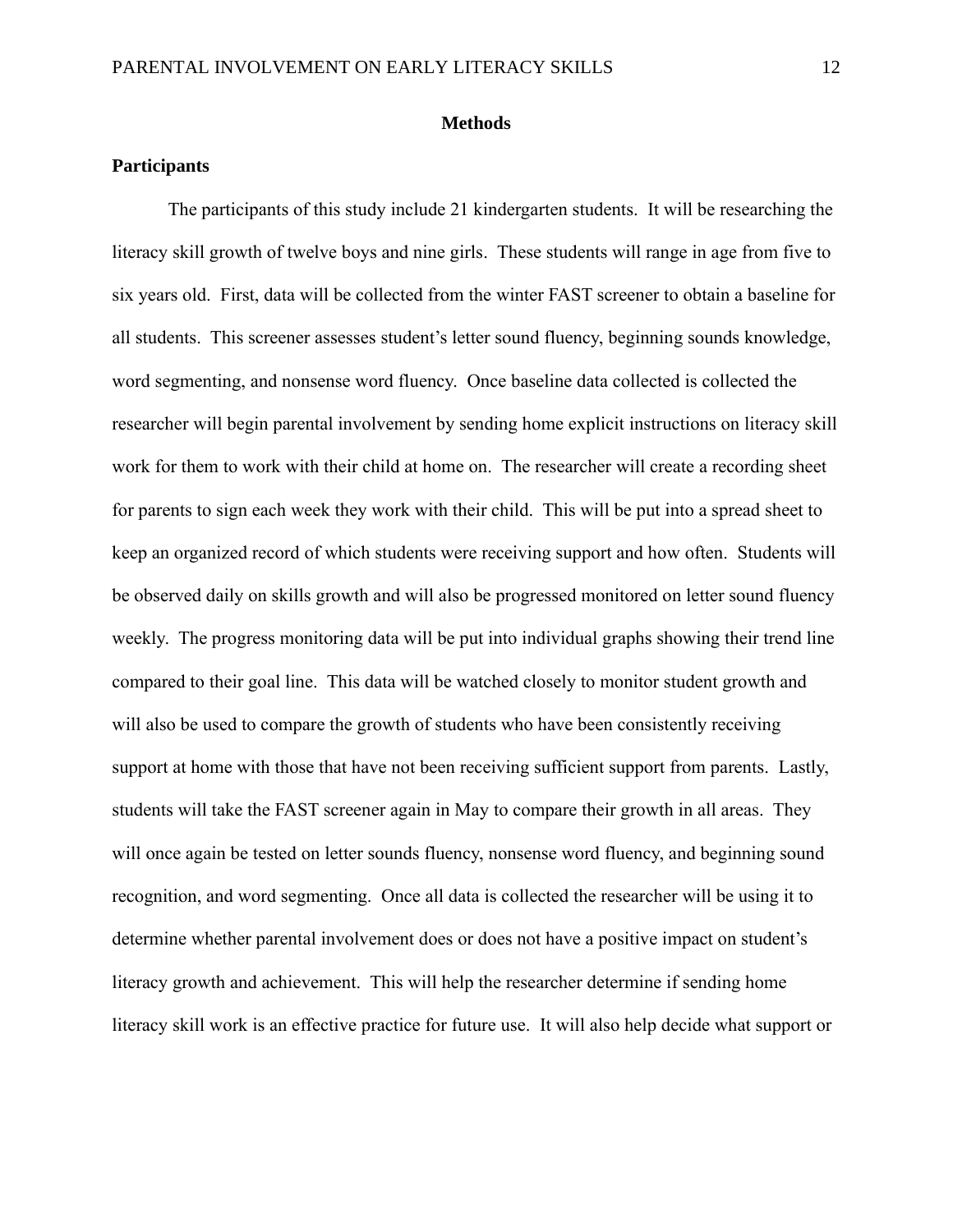# Methods

## Participants

The participants of this study include 21 kindergarten students. It will be researching the literacy skill growth of twelve boys and nine girls. These students will range in age from five to six years old. First, data will be collected from the winter FAST screener to obtain a baseline for all students. This screener assesses student's letter sound fluency, beginning sounds knowledge, word segmenting, and nonsense word fluency. Once baseline data collected is collected the researcher will begin parental involvement by sending home explicit instructions on literacy skill work for them to work with their child at home on. The researcher will create a recording sheet for parents to sign each week they work with their child. This will be put into a spread sheet to keep an organized record of which students were receiving support and how often. Students will be observed daily on skills growth and will also be progressed monitored on letter sound fluency weekly. The progress monitoring data will be put into individual graphs showing their trend line compared to their goal line. This data will be watched closely to monitor student growth and will also be used to compare the growth of students who have been consistently receiving support at home with those that have not been receiving sufficient support from parents. Lastly, students will take the FAST screener again in May to compare their growth in all areas. They will once again be tested on letter sounds fluency, nonsense word fluency, and beginning sound recognition, and word segmenting. Once all data is collected the researcher will be using it to determine whether parental involvement does or does not have a positive impact on student's literacy growth and achievement. This will help the researcher determine if sending home literacy skill work is an effective practice for future use. It will also help decide what support or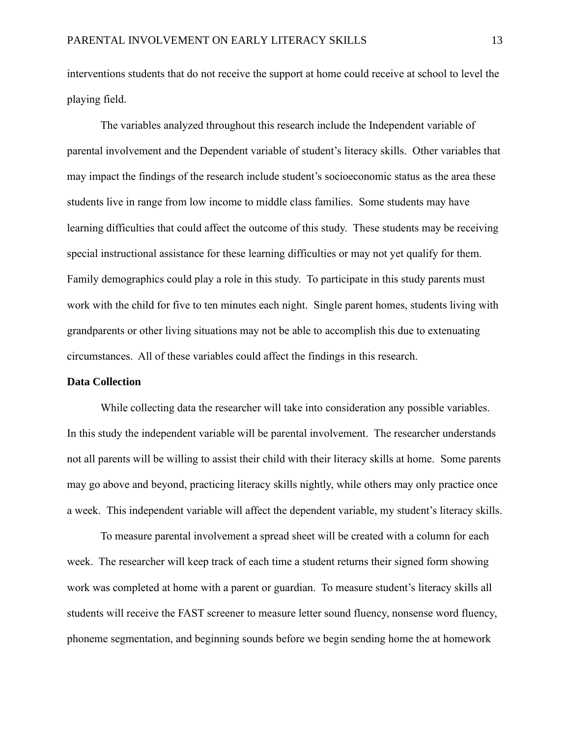interventions students that do not receive the support at home could receive at school to level the playing field.

The variables analyzed throughout this research include the Independent variable of parental involvement and the Dependent variable of student's literacy skills. Other variables that may impact the findings of the research include student's socioeconomic status as the area these students live in range from low income to middle class families. Some students may have learning difficulties that could affect the outcome of this study. These students may be receiving special instructional assistance for these learning difficulties or may not yet qualify for them. Family demographics could play a role in this study. To participate in this study parents must work with the child for five to ten minutes each night. Single parent homes, students living with grandparents or other living situations may not be able to accomplish this due to extenuating circumstances. All of these variables could affect the findings in this research.

**Data Collection**

While collecting data the researcher will take into consideration any possible variables. In this study the independent variable will be parental involvement. The researcher understands not all parents will be willing to assist their child with their literacy skills at home. Some parents may go above and beyond, practicing literacy skills nightly, while others may only practice once a week. This independent variable will affect the dependent variable, my student's literacy skills.

To measure parental involvement a spread sheet will be created with a column for each week. The researcher will keep track of each time a student returns their signed form showing work was completed at home with a parent or guardian. To measure student's literacy skills all students will receive the FAST screener to measure letter sound fluency, nonsense word fluency, phoneme segmentation, and beginning sounds before we begin sending home the at homework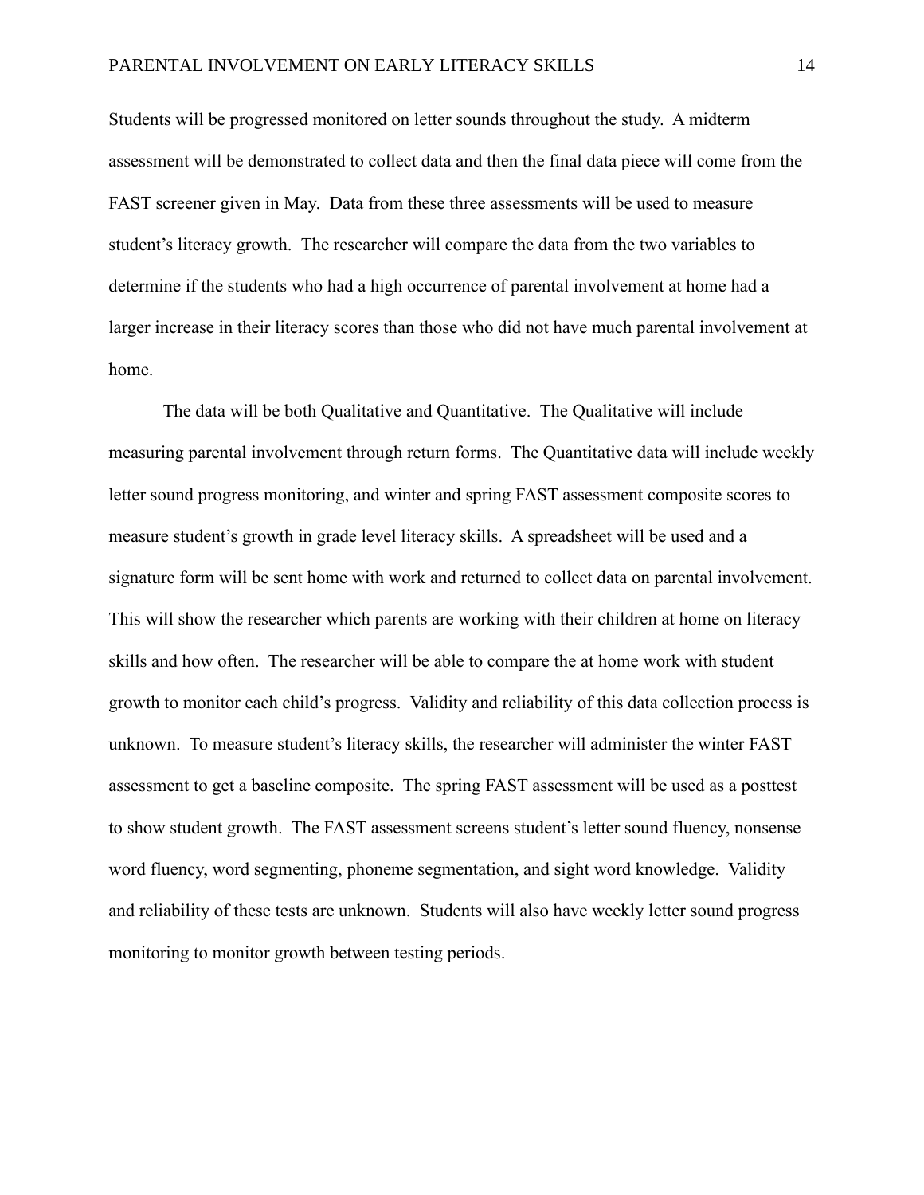Students will be progressed monitored on letter sounds throughout the study. A midterm assessment will be demonstrated to collect data and then the final data piece will come from the FAST screener given in May. Data from these three assessments will be used to measure student's literacy growth. The researcher will compare the data from the two variables to determine if the students who had a high occurrence of parental involvement at home had a larger increase in their literacy scores than those who did not have much parental involvement at home.

The data will be both Qualitative and Quantitative. The Qualitative will include measuring parental involvement through return forms. The Quantitative data will include weekly letter sound progress monitoring, and winter and spring FAST assessment composite scores to measure student's growth in grade level literacy skills. A spreadsheet will be used and a signature form will be sent home with work and returned to collect data on parental involvement. This will show the researcher which parents are working with their children at home on literacy skills and how often. The researcher will be able to compare the at home work with student growth to monitor each child's progress. Validity and reliability of this data collection process is unknown. To measure student's literacy skills, the researcher will administer the winter FAST assessment to get a baseline composite. The spring FAST assessment will be used as a posttest to show student growth. The FAST assessment screens student's letter sound fluency, nonsense word fluency, word segmenting, phoneme segmentation, and sight word knowledge. Validity and reliability of these tests are unknown. Students will also have weekly letter sound progress monitoring to monitor growth between testing periods.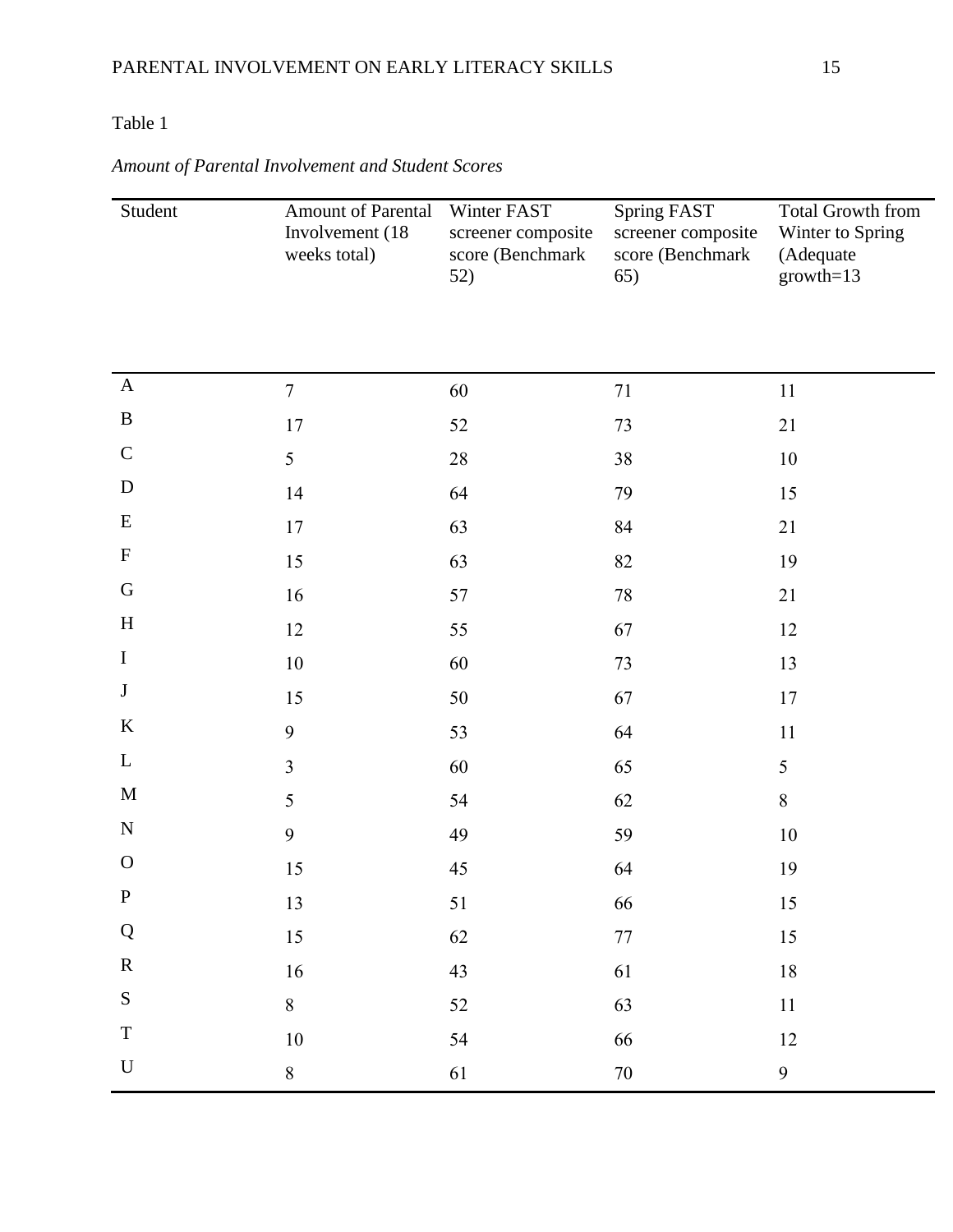Table 1

*Amount of Parental Involvement and Student Scores*

| Student | Amount of Parental Involvement (18 weeks total) | Winter FAST screener composite score (Benchmark 52) | Spring FAST screener composite score (Benchmark 65) | Total Growth from Winter to Spring (Adequate growth=13 |
|---|---|---|---|---|
| A | 7 | 60 | 71 | 11 |
| B | 17 | 52 | 73 | 21 |
| C | 5 | 28 | 38 | 10 |
| D | 14 | 64 | 79 | 15 |
| E | 17 | 63 | 84 | 21 |
| F | 15 | 63 | 82 | 19 |
| G | 16 | 57 | 78 | 21 |
| H | 12 | 55 | 67 | 12 |
| I | 10 | 60 | 73 | 13 |
| J | 15 | 50 | 67 | 17 |
| K | 9 | 53 | 64 | 11 |
| L | 3 | 60 | 65 | 5 |
| M | 5 | 54 | 62 | 8 |
| N | 9 | 49 | 59 | 10 |
| O | 15 | 45 | 64 | 19 |
| P | 13 | 51 | 66 | 15 |
| Q | 15 | 62 | 77 | 15 |
| R | 16 | 43 | 61 | 18 |
| S | 8 | 52 | 63 | 11 |
| T | 10 | 54 | 66 | 12 |
| U | 8 | 61 | 70 | 9 |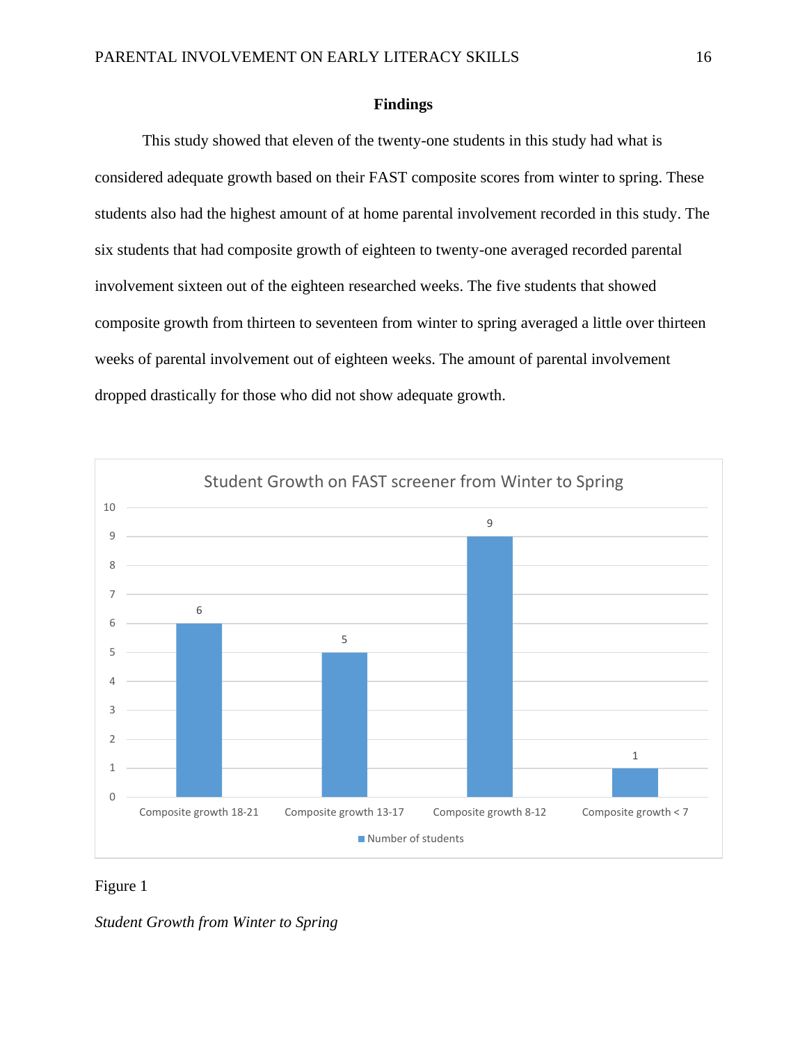## Findings

This study showed that eleven of the twenty-one students in this study had what is considered adequate growth based on their FAST composite scores from winter to spring. These students also had the highest amount of at home parental involvement recorded in this study. The six students that had composite growth of eighteen to twenty-one averaged recorded parental involvement sixteen out of the eighteen researched weeks. The five students that showed composite growth from thirteen to seventeen from winter to spring averaged a little over thirteen weeks of parental involvement out of eighteen weeks. The amount of parental involvement dropped drastically for those who did not show adequate growth.

**Student Growth on FAST screener from Winter to Spring**

| | Number of students |
|---|---|
| Composite growth 18-21 | 6 |
| Composite growth 13-17 | 5 |
| Composite growth 8-12 | 9 |
| Composite growth < 7 | 1 |

Figure 1

*Student Growth from Winter to Spring*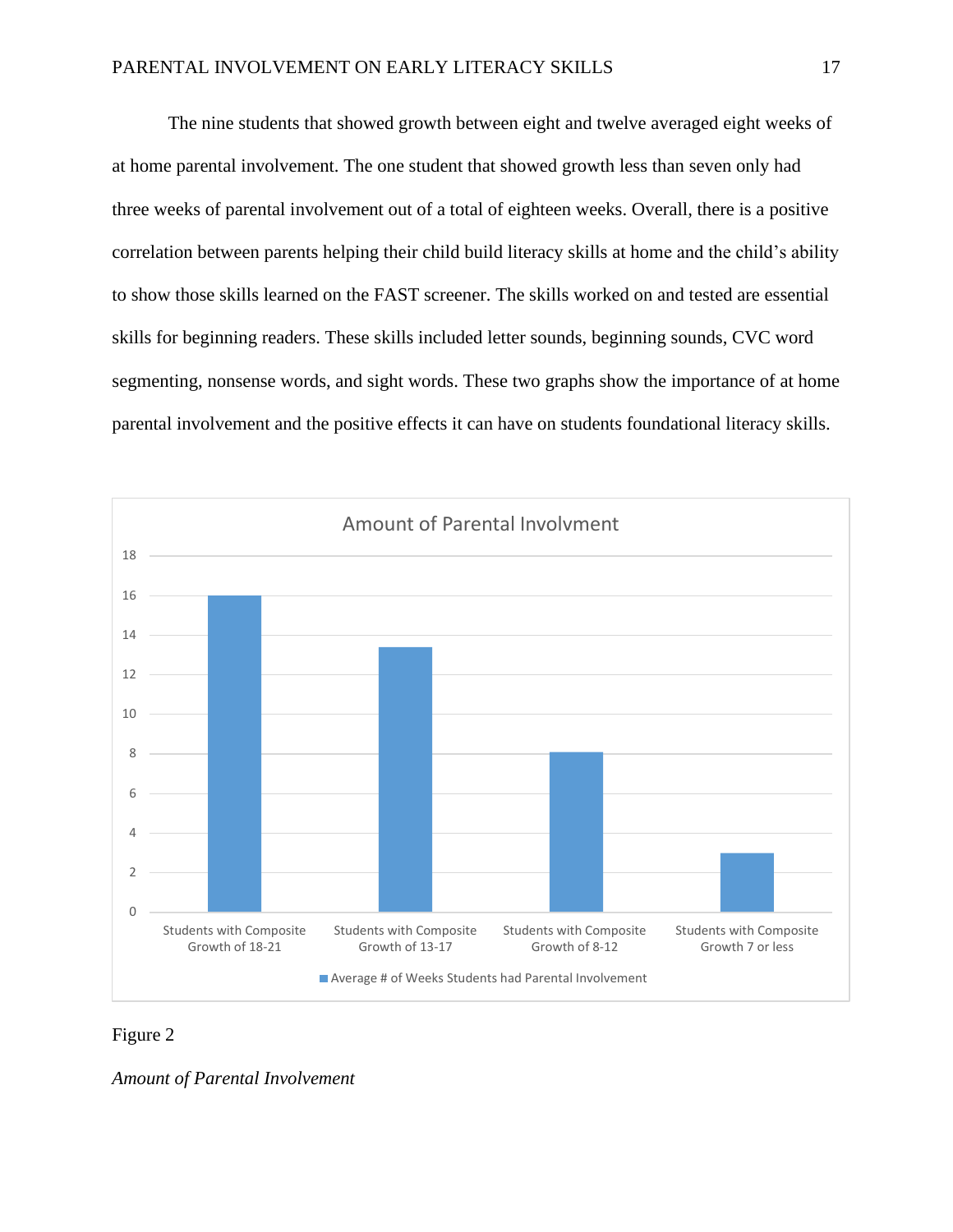The nine students that showed growth between eight and twelve averaged eight weeks of at home parental involvement. The one student that showed growth less than seven only had three weeks of parental involvement out of a total of eighteen weeks. Overall, there is a positive correlation between parents helping their child build literacy skills at home and the child's ability to show those skills learned on the FAST screener. The skills worked on and tested are essential skills for beginning readers. These skills included letter sounds, beginning sounds, CVC word segmenting, nonsense words, and sight words. These two graphs show the importance of at home parental involvement and the positive effects it can have on students foundational literacy skills.

Figure 2

*Amount of Parental Involvement*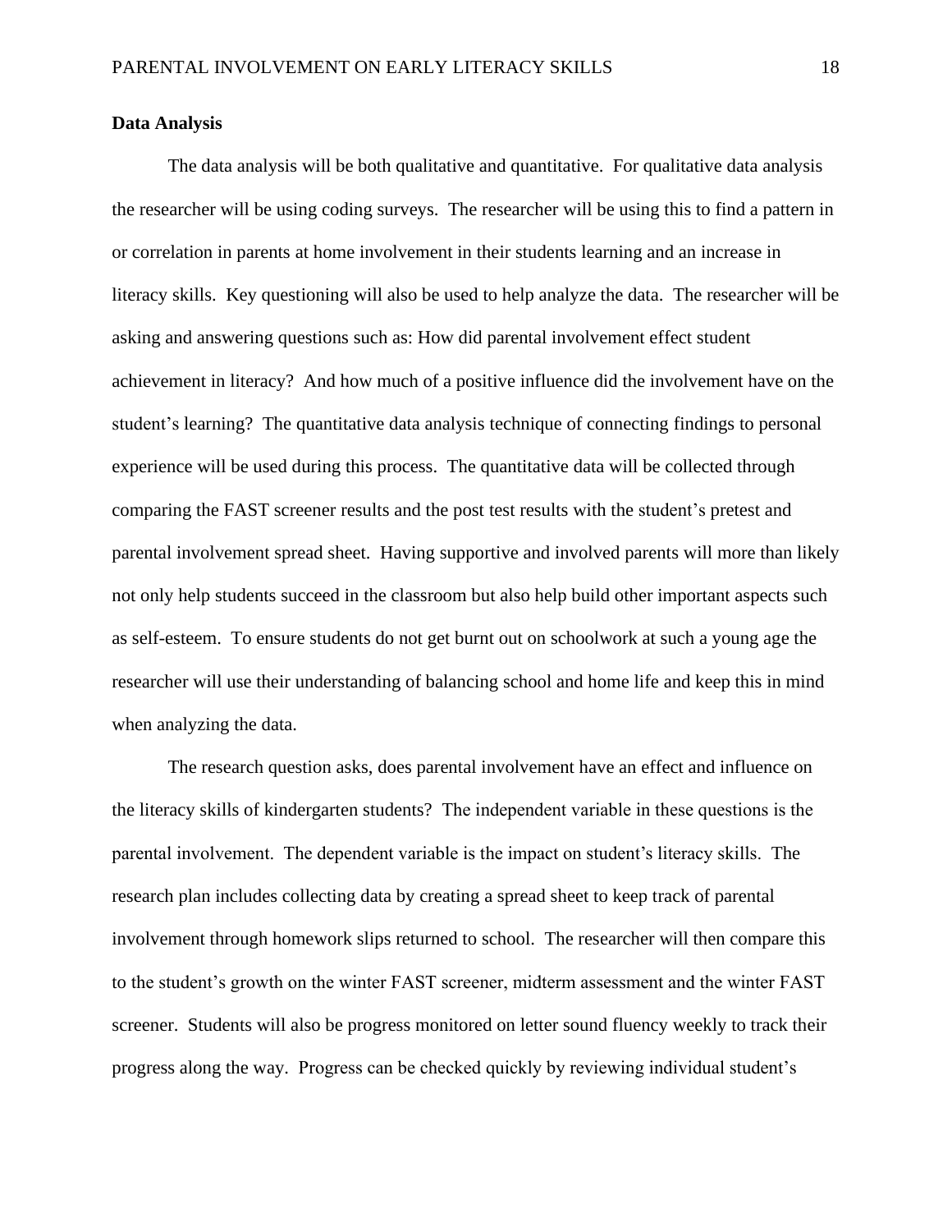**Data Analysis**

The data analysis will be both qualitative and quantitative. For qualitative data analysis the researcher will be using coding surveys. The researcher will be using this to find a pattern in or correlation in parents at home involvement in their students learning and an increase in literacy skills. Key questioning will also be used to help analyze the data. The researcher will be asking and answering questions such as: How did parental involvement effect student achievement in literacy? And how much of a positive influence did the involvement have on the student's learning? The quantitative data analysis technique of connecting findings to personal experience will be used during this process. The quantitative data will be collected through comparing the FAST screener results and the post test results with the student's pretest and parental involvement spread sheet. Having supportive and involved parents will more than likely not only help students succeed in the classroom but also help build other important aspects such as self-esteem. To ensure students do not get burnt out on schoolwork at such a young age the researcher will use their understanding of balancing school and home life and keep this in mind when analyzing the data.

The research question asks, does parental involvement have an effect and influence on the literacy skills of kindergarten students? The independent variable in these questions is the parental involvement. The dependent variable is the impact on student's literacy skills. The research plan includes collecting data by creating a spread sheet to keep track of parental involvement through homework slips returned to school. The researcher will then compare this to the student's growth on the winter FAST screener, midterm assessment and the winter FAST screener. Students will also be progress monitored on letter sound fluency weekly to track their progress along the way. Progress can be checked quickly by reviewing individual student's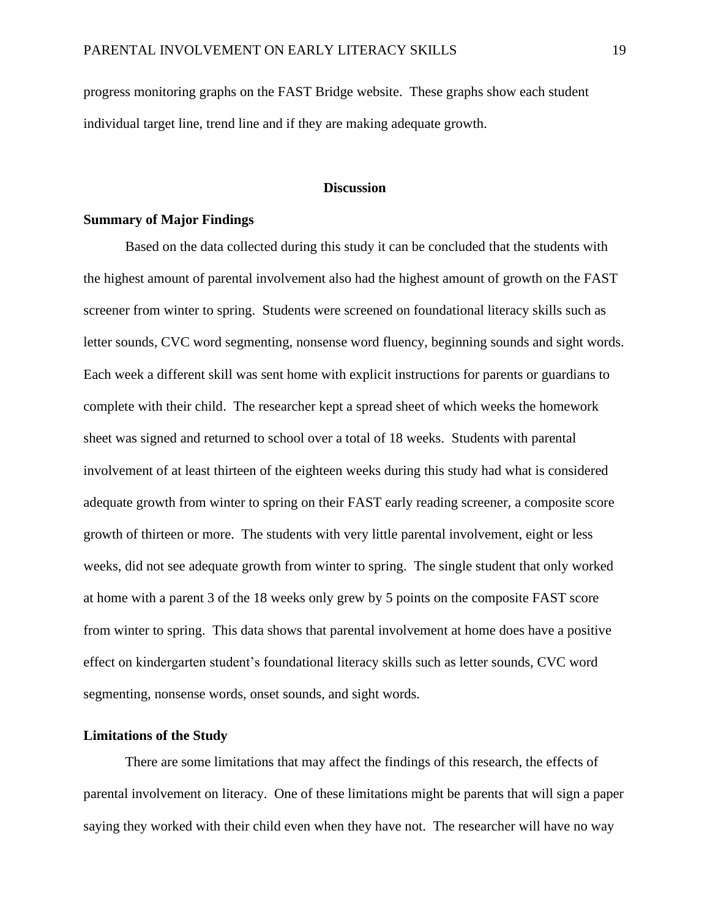progress monitoring graphs on the FAST Bridge website. These graphs show each student individual target line, trend line and if they are making adequate growth.

## Discussion

### Summary of Major Findings

Based on the data collected during this study it can be concluded that the students with the highest amount of parental involvement also had the highest amount of growth on the FAST screener from winter to spring. Students were screened on foundational literacy skills such as letter sounds, CVC word segmenting, nonsense word fluency, beginning sounds and sight words. Each week a different skill was sent home with explicit instructions for parents or guardians to complete with their child. The researcher kept a spread sheet of which weeks the homework sheet was signed and returned to school over a total of 18 weeks. Students with parental involvement of at least thirteen of the eighteen weeks during this study had what is considered adequate growth from winter to spring on their FAST early reading screener, a composite score growth of thirteen or more. The students with very little parental involvement, eight or less weeks, did not see adequate growth from winter to spring. The single student that only worked at home with a parent 3 of the 18 weeks only grew by 5 points on the composite FAST score from winter to spring. This data shows that parental involvement at home does have a positive effect on kindergarten student's foundational literacy skills such as letter sounds, CVC word segmenting, nonsense words, onset sounds, and sight words.

### Limitations of the Study

There are some limitations that may affect the findings of this research, the effects of parental involvement on literacy. One of these limitations might be parents that will sign a paper saying they worked with their child even when they have not. The researcher will have no way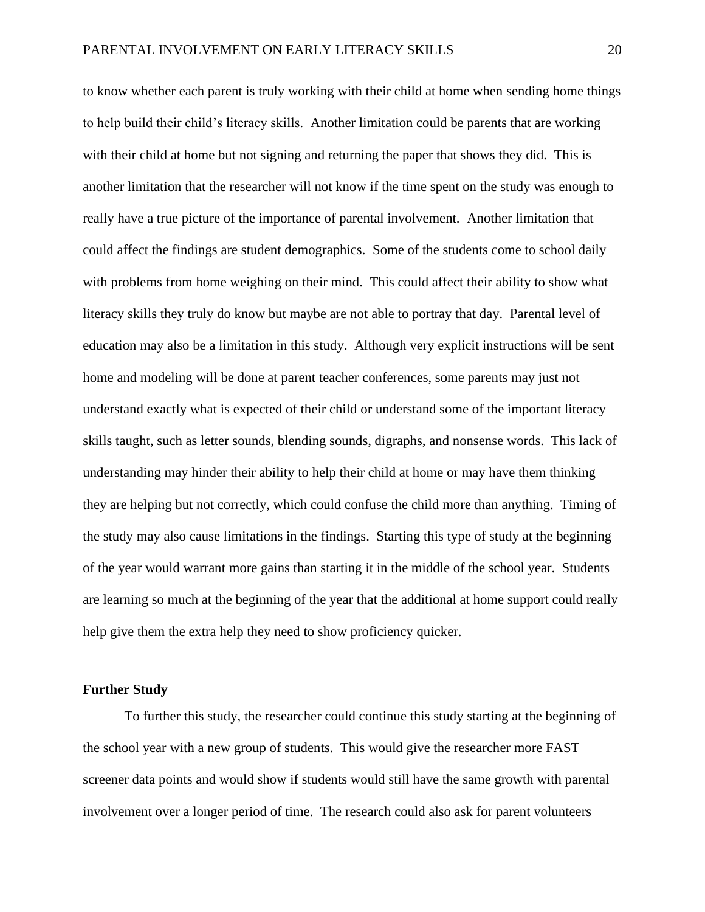to know whether each parent is truly working with their child at home when sending home things to help build their child's literacy skills. Another limitation could be parents that are working with their child at home but not signing and returning the paper that shows they did. This is another limitation that the researcher will not know if the time spent on the study was enough to really have a true picture of the importance of parental involvement. Another limitation that could affect the findings are student demographics. Some of the students come to school daily with problems from home weighing on their mind. This could affect their ability to show what literacy skills they truly do know but maybe are not able to portray that day. Parental level of education may also be a limitation in this study. Although very explicit instructions will be sent home and modeling will be done at parent teacher conferences, some parents may just not understand exactly what is expected of their child or understand some of the important literacy skills taught, such as letter sounds, blending sounds, digraphs, and nonsense words. This lack of understanding may hinder their ability to help their child at home or may have them thinking they are helping but not correctly, which could confuse the child more than anything. Timing of the study may also cause limitations in the findings. Starting this type of study at the beginning of the year would warrant more gains than starting it in the middle of the school year. Students are learning so much at the beginning of the year that the additional at home support could really help give them the extra help they need to show proficiency quicker.

## Further Study

To further this study, the researcher could continue this study starting at the beginning of the school year with a new group of students. This would give the researcher more FAST screener data points and would show if students would still have the same growth with parental involvement over a longer period of time. The research could also ask for parent volunteers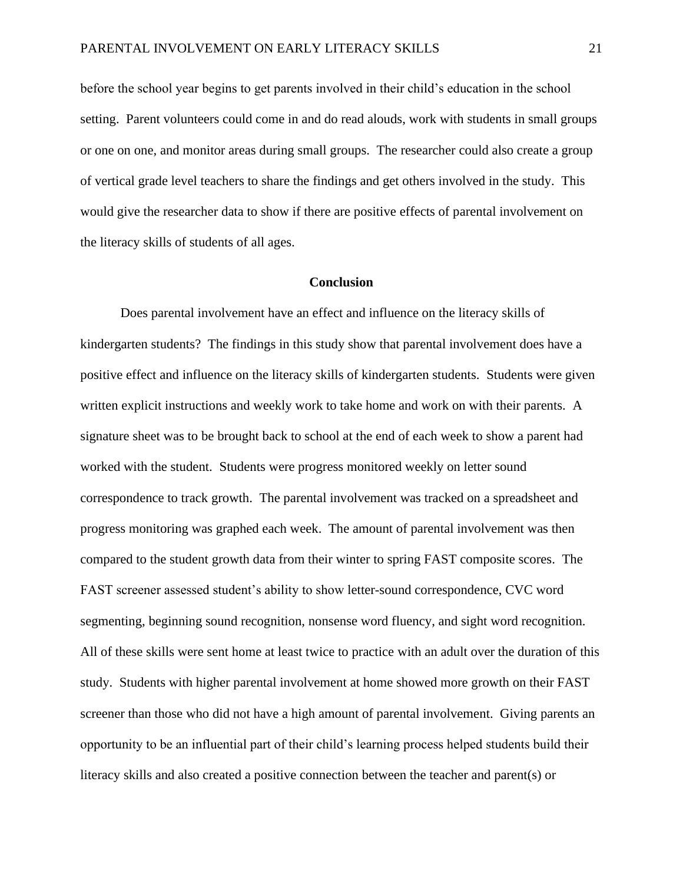before the school year begins to get parents involved in their child's education in the school setting. Parent volunteers could come in and do read alouds, work with students in small groups or one on one, and monitor areas during small groups. The researcher could also create a group of vertical grade level teachers to share the findings and get others involved in the study. This would give the researcher data to show if there are positive effects of parental involvement on the literacy skills of students of all ages.

## Conclusion

Does parental involvement have an effect and influence on the literacy skills of kindergarten students? The findings in this study show that parental involvement does have a positive effect and influence on the literacy skills of kindergarten students. Students were given written explicit instructions and weekly work to take home and work on with their parents. A signature sheet was to be brought back to school at the end of each week to show a parent had worked with the student. Students were progress monitored weekly on letter sound correspondence to track growth. The parental involvement was tracked on a spreadsheet and progress monitoring was graphed each week. The amount of parental involvement was then compared to the student growth data from their winter to spring FAST composite scores. The FAST screener assessed student's ability to show letter-sound correspondence, CVC word segmenting, beginning sound recognition, nonsense word fluency, and sight word recognition. All of these skills were sent home at least twice to practice with an adult over the duration of this study. Students with higher parental involvement at home showed more growth on their FAST screener than those who did not have a high amount of parental involvement. Giving parents an opportunity to be an influential part of their child's learning process helped students build their literacy skills and also created a positive connection between the teacher and parent(s) or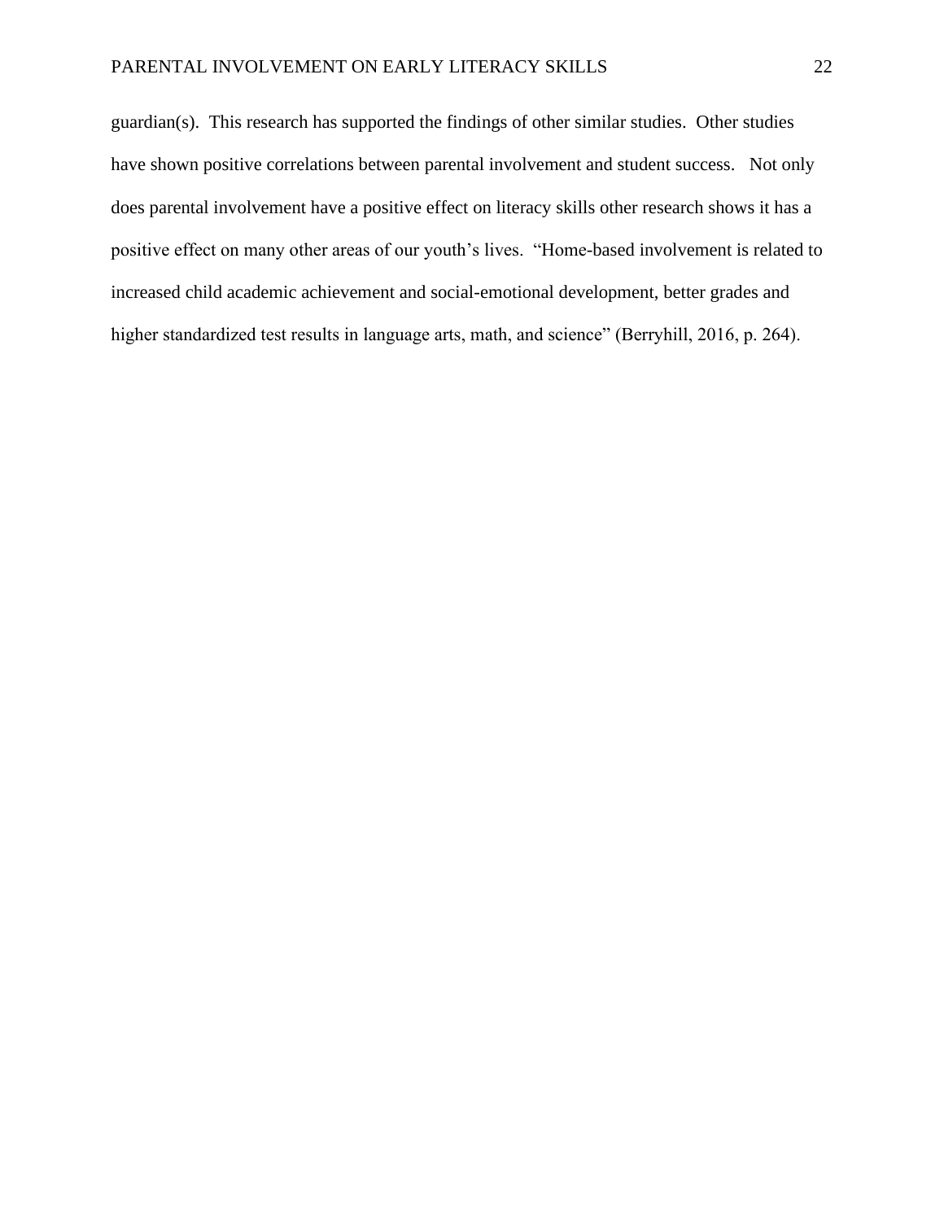guardian(s). This research has supported the findings of other similar studies. Other studies have shown positive correlations between parental involvement and student success. Not only does parental involvement have a positive effect on literacy skills other research shows it has a positive effect on many other areas of our youth's lives. "Home-based involvement is related to increased child academic achievement and social-emotional development, better grades and higher standardized test results in language arts, math, and science" (Berryhill, 2016, p. 264).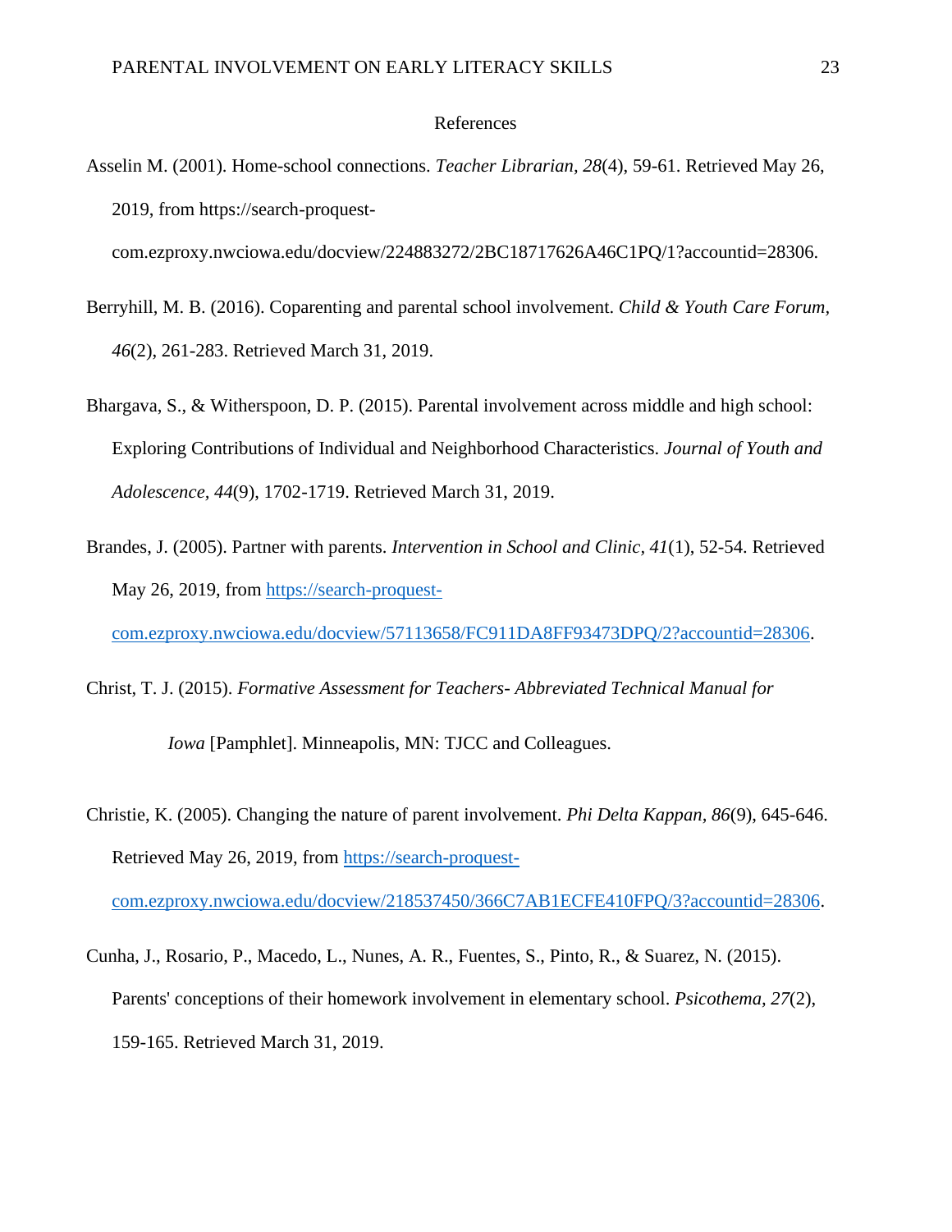# References

Asselin M. (2001). Home-school connections. *Teacher Librarian, 28*(4), 59-61. Retrieved May 26, 2019, from https://search-proquest-com.ezproxy.nwciowa.edu/docview/224883272/2BC18717626A46C1PQ/1?accountid=28306.

Berryhill, M. B. (2016). Coparenting and parental school involvement. *Child & Youth Care Forum, 46*(2), 261-283. Retrieved March 31, 2019.

Bhargava, S., & Witherspoon, D. P. (2015). Parental involvement across middle and high school: Exploring Contributions of Individual and Neighborhood Characteristics. *Journal of Youth and Adolescence, 44*(9), 1702-1719. Retrieved March 31, 2019.

Brandes, J. (2005). Partner with parents. *Intervention in School and Clinic, 41*(1), 52-54. Retrieved May 26, 2019, from https://search-proquest-com.ezproxy.nwciowa.edu/docview/57113658/FC911DA8FF93473DPQ/2?accountid=28306.

Christ, T. J. (2015). *Formative Assessment for Teachers- Abbreviated Technical Manual for Iowa* [Pamphlet]. Minneapolis, MN: TJCC and Colleagues.

Christie, K. (2005). Changing the nature of parent involvement. *Phi Delta Kappan, 86*(9), 645-646. Retrieved May 26, 2019, from https://search-proquest-com.ezproxy.nwciowa.edu/docview/218537450/366C7AB1ECFE410FPQ/3?accountid=28306.

Cunha, J., Rosario, P., Macedo, L., Nunes, A. R., Fuentes, S., Pinto, R., & Suarez, N. (2015). Parents' conceptions of their homework involvement in elementary school. *Psicothema, 27*(2), 159-165. Retrieved March 31, 2019.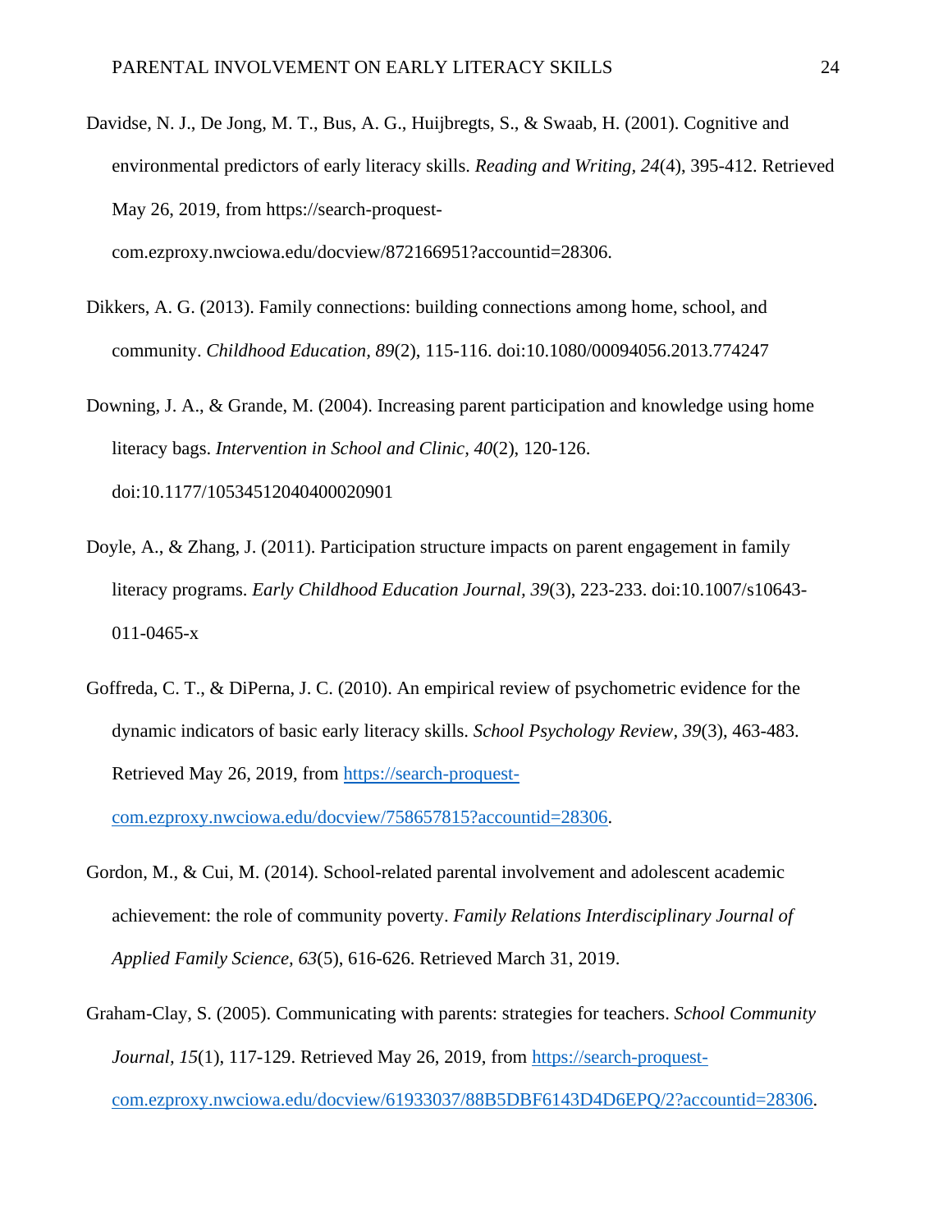Davidse, N. J., De Jong, M. T., Bus, A. G., Huijbregts, S., & Swaab, H. (2001). Cognitive and environmental predictors of early literacy skills. *Reading and Writing*, *24*(4), 395-412. Retrieved May 26, 2019, from https://search-proquest-com.ezproxy.nwciowa.edu/docview/872166951?accountid=28306.

Dikkers, A. G. (2013). Family connections: building connections among home, school, and community. *Childhood Education, 89*(2), 115-116. doi:10.1080/00094056.2013.774247

Downing, J. A., & Grande, M. (2004). Increasing parent participation and knowledge using home literacy bags. *Intervention in School and Clinic, 40*(2), 120-126. doi:10.1177/10534512040400020901

Doyle, A., & Zhang, J. (2011). Participation structure impacts on parent engagement in family literacy programs. *Early Childhood Education Journal, 39*(3), 223-233. doi:10.1007/s10643-011-0465-x

Goffreda, C. T., & DiPerna, J. C. (2010). An empirical review of psychometric evidence for the dynamic indicators of basic early literacy skills. *School Psychology Review*, *39*(3), 463-483. Retrieved May 26, 2019, from https://search-proquest-com.ezproxy.nwciowa.edu/docview/758657815?accountid=28306.

Gordon, M., & Cui, M. (2014). School-related parental involvement and adolescent academic achievement: the role of community poverty. *Family Relations Interdisciplinary Journal of Applied Family Science*, *63*(5), 616-626. Retrieved March 31, 2019.

Graham-Clay, S. (2005). Communicating with parents: strategies for teachers. *School Community Journal*, *15*(1), 117-129. Retrieved May 26, 2019, from https://search-proquest-com.ezproxy.nwciowa.edu/docview/61933037/88B5DBF6143D4D6EPQ/2?accountid=28306.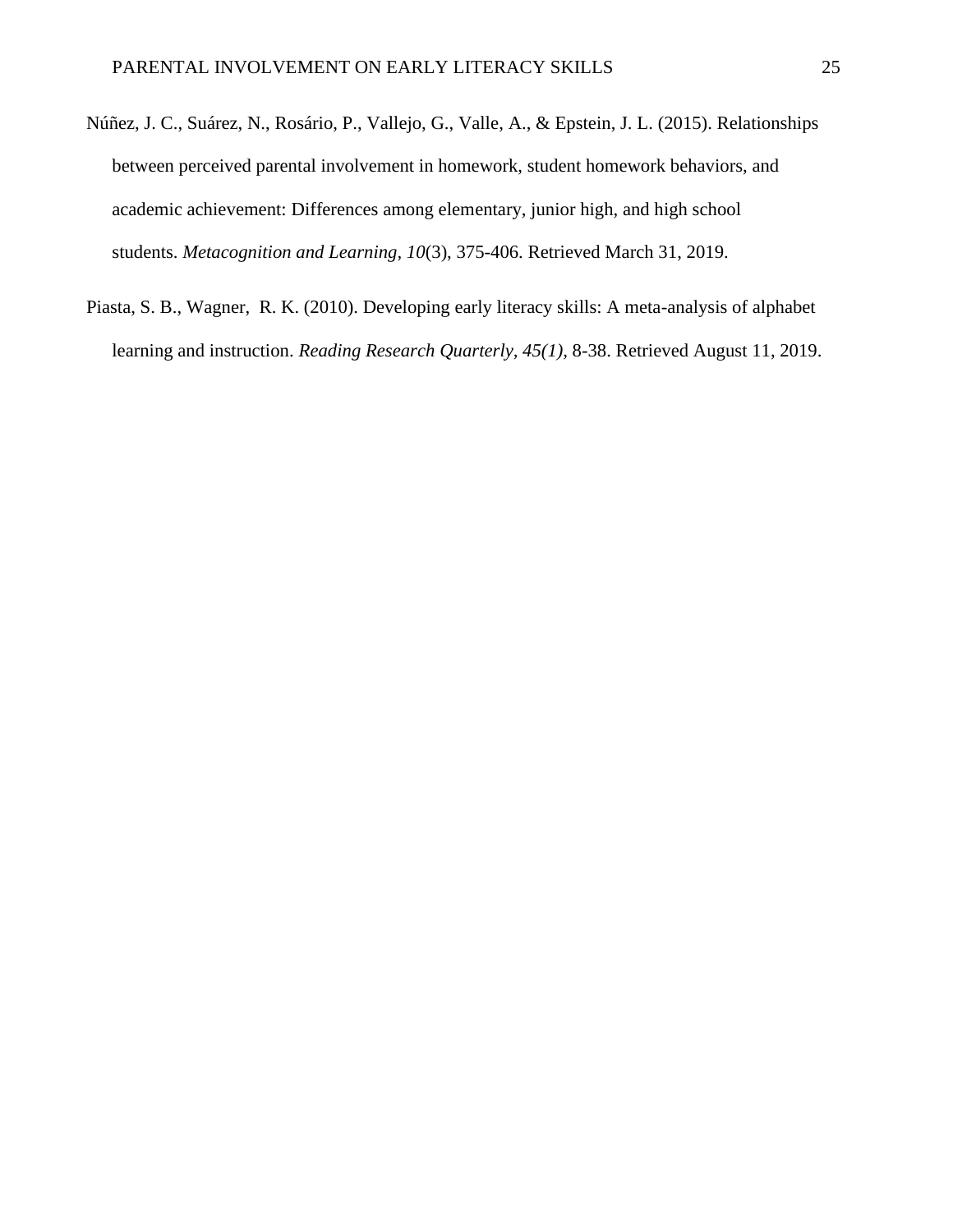Núñez, J. C., Suárez, N., Rosário, P., Vallejo, G., Valle, A., & Epstein, J. L. (2015). Relationships between perceived parental involvement in homework, student homework behaviors, and academic achievement: Differences among elementary, junior high, and high school students. *Metacognition and Learning, 10*(3), 375-406. Retrieved March 31, 2019.

Piasta, S. B., Wagner, R. K. (2010). Developing early literacy skills: A meta-analysis of alphabet learning and instruction. *Reading Research Quarterly, 45(1),* 8-38. Retrieved August 11, 2019.